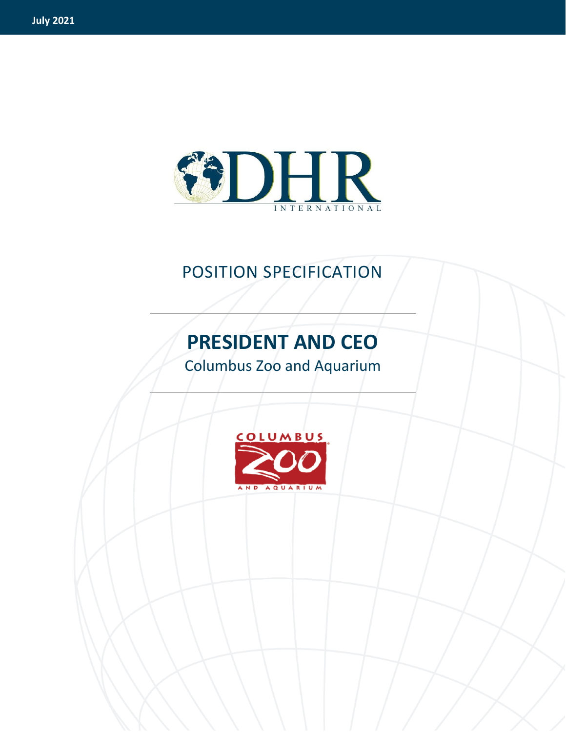July 2021

DHR INTERNATIONAL

POSITION SPECIFICATION

# PRESIDENT AND CEO

Columbus Zoo and Aquarium

COLUMBUS ZOO AND AQUARIUM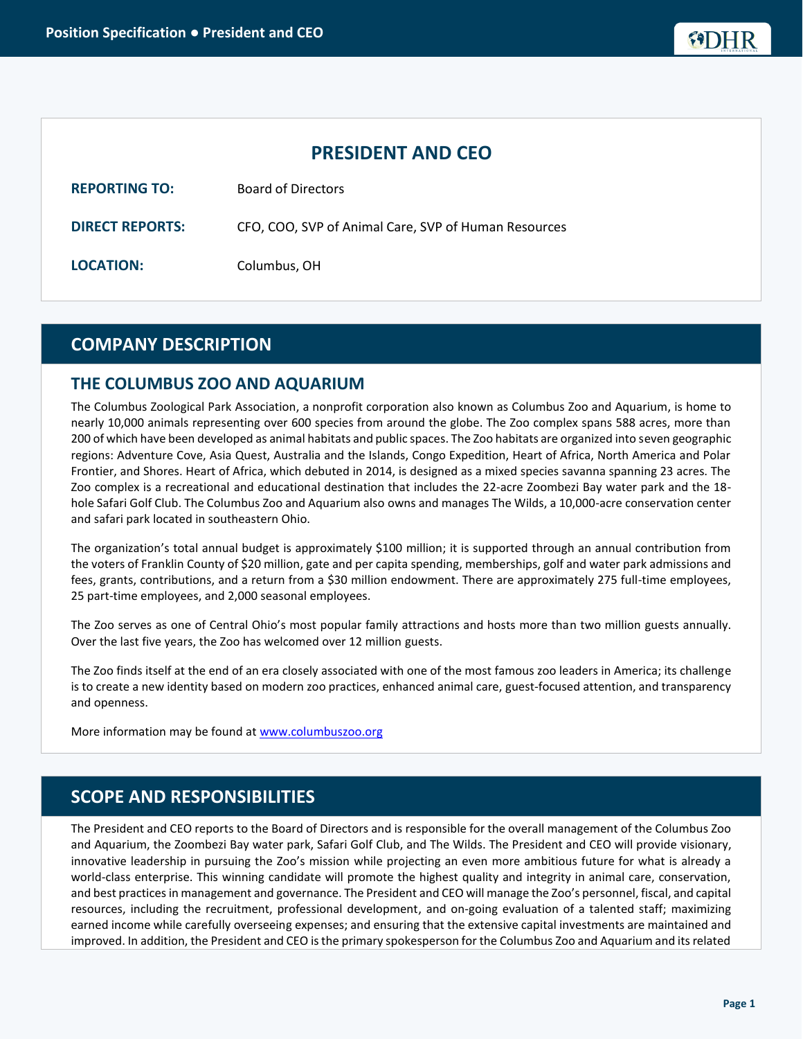# PRESIDENT AND CEO

**REPORTING TO:** Board of Directors

**DIRECT REPORTS:** CFO, COO, SVP of Animal Care, SVP of Human Resources

**LOCATION:** Columbus, OH

## COMPANY DESCRIPTION

### THE COLUMBUS ZOO AND AQUARIUM

The Columbus Zoological Park Association, a nonprofit corporation also known as Columbus Zoo and Aquarium, is home to nearly 10,000 animals representing over 600 species from around the globe. The Zoo complex spans 588 acres, more than 200 of which have been developed as animal habitats and public spaces. The Zoo habitats are organized into seven geographic regions: Adventure Cove, Asia Quest, Australia and the Islands, Congo Expedition, Heart of Africa, North America and Polar Frontier, and Shores. Heart of Africa, which debuted in 2014, is designed as a mixed species savanna spanning 23 acres. The Zoo complex is a recreational and educational destination that includes the 22-acre Zoombezi Bay water park and the 18-hole Safari Golf Club. The Columbus Zoo and Aquarium also owns and manages The Wilds, a 10,000-acre conservation center and safari park located in southeastern Ohio.

The organization's total annual budget is approximately $100 million; it is supported through an annual contribution from the voters of Franklin County of $20 million, gate and per capita spending, memberships, golf and water park admissions and fees, grants, contributions, and a return from a $30 million endowment. There are approximately 275 full-time employees, 25 part-time employees, and 2,000 seasonal employees.

The Zoo serves as one of Central Ohio's most popular family attractions and hosts more than two million guests annually. Over the last five years, the Zoo has welcomed over 12 million guests.

The Zoo finds itself at the end of an era closely associated with one of the most famous zoo leaders in America; its challenge is to create a new identity based on modern zoo practices, enhanced animal care, guest-focused attention, and transparency and openness.

More information may be found at [www.columbuszoo.org](http://www.columbuszoo.org)

## SCOPE AND RESPONSIBILITIES

The President and CEO reports to the Board of Directors and is responsible for the overall management of the Columbus Zoo and Aquarium, the Zoombezi Bay water park, Safari Golf Club, and The Wilds. The President and CEO will provide visionary, innovative leadership in pursuing the Zoo's mission while projecting an even more ambitious future for what is already a world-class enterprise. This winning candidate will promote the highest quality and integrity in animal care, conservation, and best practices in management and governance. The President and CEO will manage the Zoo's personnel, fiscal, and capital resources, including the recruitment, professional development, and on-going evaluation of a talented staff; maximizing earned income while carefully overseeing expenses; and ensuring that the extensive capital investments are maintained and improved. In addition, the President and CEO is the primary spokesperson for the Columbus Zoo and Aquarium and its related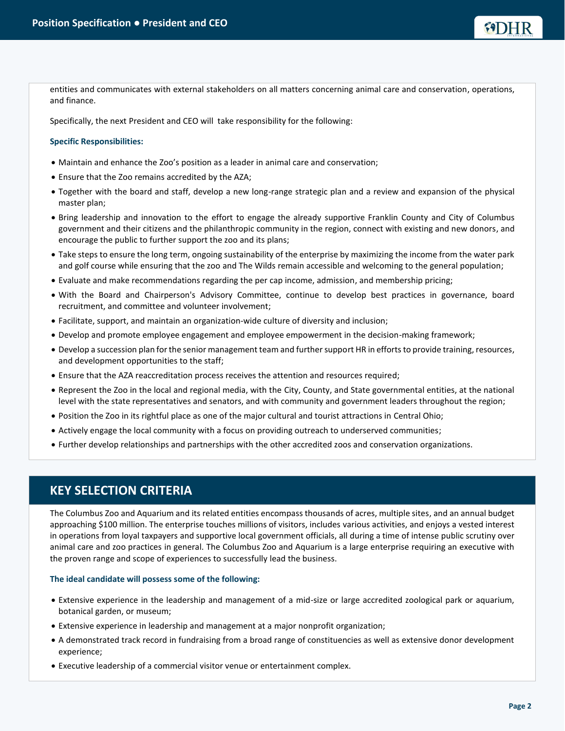entities and communicates with external stakeholders on all matters concerning animal care and conservation, operations, and finance.

Specifically, the next President and CEO will take responsibility for the following:

**Specific Responsibilities:**

- Maintain and enhance the Zoo's position as a leader in animal care and conservation;
- Ensure that the Zoo remains accredited by the AZA;
- Together with the board and staff, develop a new long-range strategic plan and a review and expansion of the physical master plan;
- Bring leadership and innovation to the effort to engage the already supportive Franklin County and City of Columbus government and their citizens and the philanthropic community in the region, connect with existing and new donors, and encourage the public to further support the zoo and its plans;
- Take steps to ensure the long term, ongoing sustainability of the enterprise by maximizing the income from the water park and golf course while ensuring that the zoo and The Wilds remain accessible and welcoming to the general population;
- Evaluate and make recommendations regarding the per cap income, admission, and membership pricing;
- With the Board and Chairperson's Advisory Committee, continue to develop best practices in governance, board recruitment, and committee and volunteer involvement;
- Facilitate, support, and maintain an organization-wide culture of diversity and inclusion;
- Develop and promote employee engagement and employee empowerment in the decision-making framework;
- Develop a succession plan for the senior management team and further support HR in efforts to provide training, resources, and development opportunities to the staff;
- Ensure that the AZA reaccreditation process receives the attention and resources required;
- Represent the Zoo in the local and regional media, with the City, County, and State governmental entities, at the national level with the state representatives and senators, and with community and government leaders throughout the region;
- Position the Zoo in its rightful place as one of the major cultural and tourist attractions in Central Ohio;
- Actively engage the local community with a focus on providing outreach to underserved communities;
- Further develop relationships and partnerships with the other accredited zoos and conservation organizations.

## KEY SELECTION CRITERIA

The Columbus Zoo and Aquarium and its related entities encompass thousands of acres, multiple sites, and an annual budget approaching $100 million. The enterprise touches millions of visitors, includes various activities, and enjoys a vested interest in operations from loyal taxpayers and supportive local government officials, all during a time of intense public scrutiny over animal care and zoo practices in general. The Columbus Zoo and Aquarium is a large enterprise requiring an executive with the proven range and scope of experiences to successfully lead the business.

**The ideal candidate will possess some of the following:**

- Extensive experience in the leadership and management of a mid-size or large accredited zoological park or aquarium, botanical garden, or museum;
- Extensive experience in leadership and management at a major nonprofit organization;
- A demonstrated track record in fundraising from a broad range of constituencies as well as extensive donor development experience;
- Executive leadership of a commercial visitor venue or entertainment complex.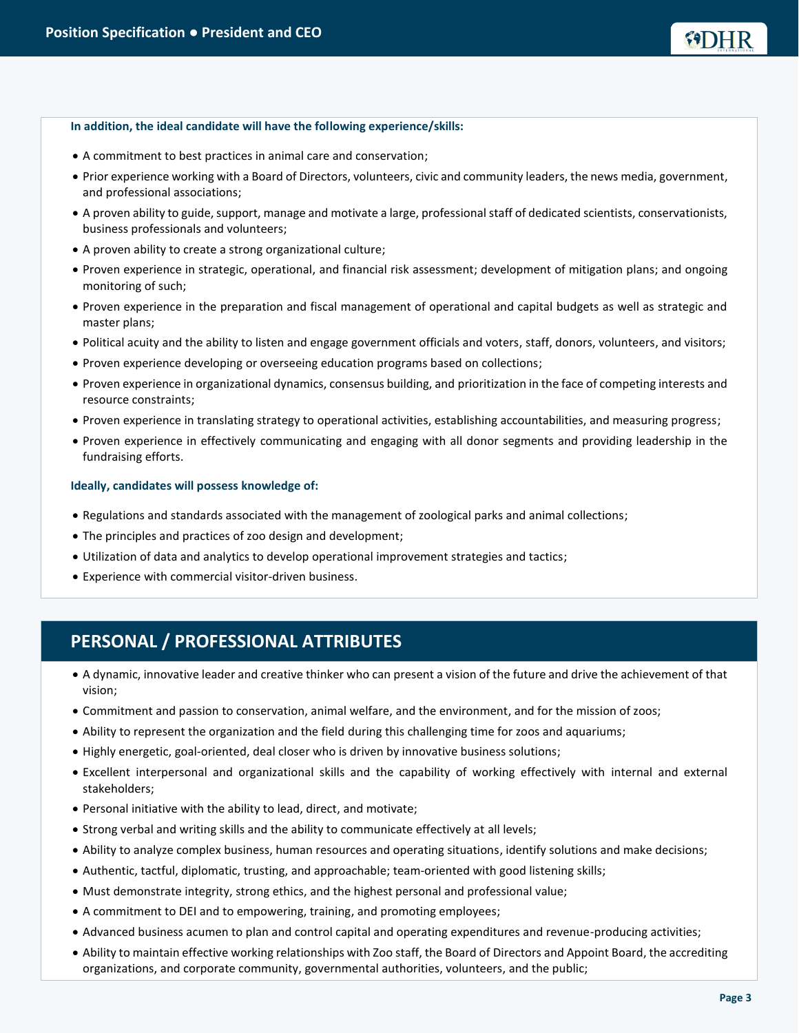**In addition, the ideal candidate will have the following experience/skills:**

- A commitment to best practices in animal care and conservation;
- Prior experience working with a Board of Directors, volunteers, civic and community leaders, the news media, government, and professional associations;
- A proven ability to guide, support, manage and motivate a large, professional staff of dedicated scientists, conservationists, business professionals and volunteers;
- A proven ability to create a strong organizational culture;
- Proven experience in strategic, operational, and financial risk assessment; development of mitigation plans; and ongoing monitoring of such;
- Proven experience in the preparation and fiscal management of operational and capital budgets as well as strategic and master plans;
- Political acuity and the ability to listen and engage government officials and voters, staff, donors, volunteers, and visitors;
- Proven experience developing or overseeing education programs based on collections;
- Proven experience in organizational dynamics, consensus building, and prioritization in the face of competing interests and resource constraints;
- Proven experience in translating strategy to operational activities, establishing accountabilities, and measuring progress;
- Proven experience in effectively communicating and engaging with all donor segments and providing leadership in the fundraising efforts.

**Ideally, candidates will possess knowledge of:**

- Regulations and standards associated with the management of zoological parks and animal collections;
- The principles and practices of zoo design and development;
- Utilization of data and analytics to develop operational improvement strategies and tactics;
- Experience with commercial visitor-driven business.

## PERSONAL / PROFESSIONAL ATTRIBUTES

- A dynamic, innovative leader and creative thinker who can present a vision of the future and drive the achievement of that vision;
- Commitment and passion to conservation, animal welfare, and the environment, and for the mission of zoos;
- Ability to represent the organization and the field during this challenging time for zoos and aquariums;
- Highly energetic, goal-oriented, deal closer who is driven by innovative business solutions;
- Excellent interpersonal and organizational skills and the capability of working effectively with internal and external stakeholders;
- Personal initiative with the ability to lead, direct, and motivate;
- Strong verbal and writing skills and the ability to communicate effectively at all levels;
- Ability to analyze complex business, human resources and operating situations, identify solutions and make decisions;
- Authentic, tactful, diplomatic, trusting, and approachable; team-oriented with good listening skills;
- Must demonstrate integrity, strong ethics, and the highest personal and professional value;
- A commitment to DEI and to empowering, training, and promoting employees;
- Advanced business acumen to plan and control capital and operating expenditures and revenue-producing activities;
- Ability to maintain effective working relationships with Zoo staff, the Board of Directors and Appoint Board, the accrediting organizations, and corporate community, governmental authorities, volunteers, and the public;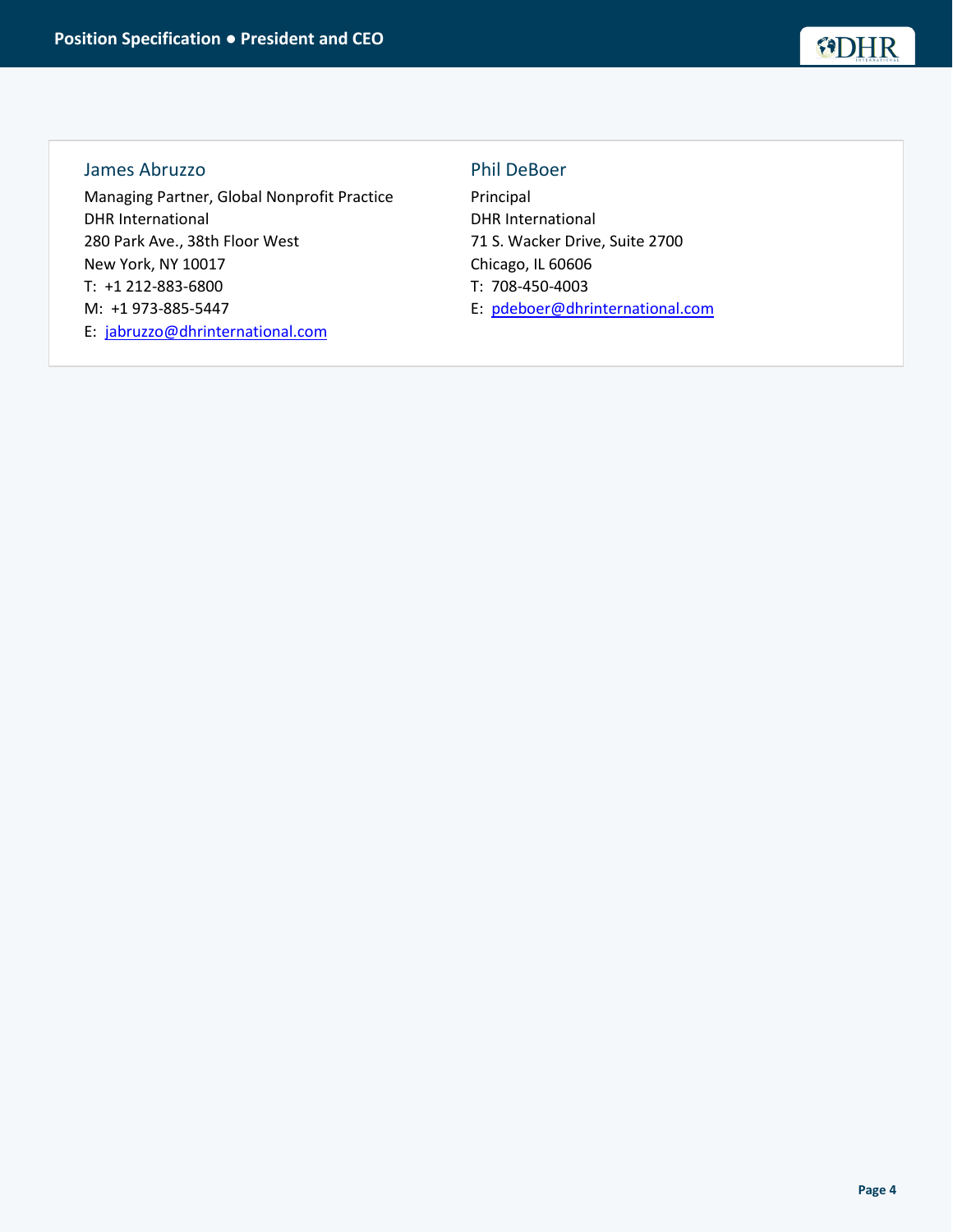### James Abruzzo

Managing Partner, Global Nonprofit Practice
DHR International
280 Park Ave., 38th Floor West
New York, NY 10017
T: +1 212-883-6800
M: +1 973-885-5447
E: jabruzzo@dhrinternational.com

### Phil DeBoer

Principal
DHR International
71 S. Wacker Drive, Suite 2700
Chicago, IL 60606
T: 708-450-4003
E: pdeboer@dhrinternational.com